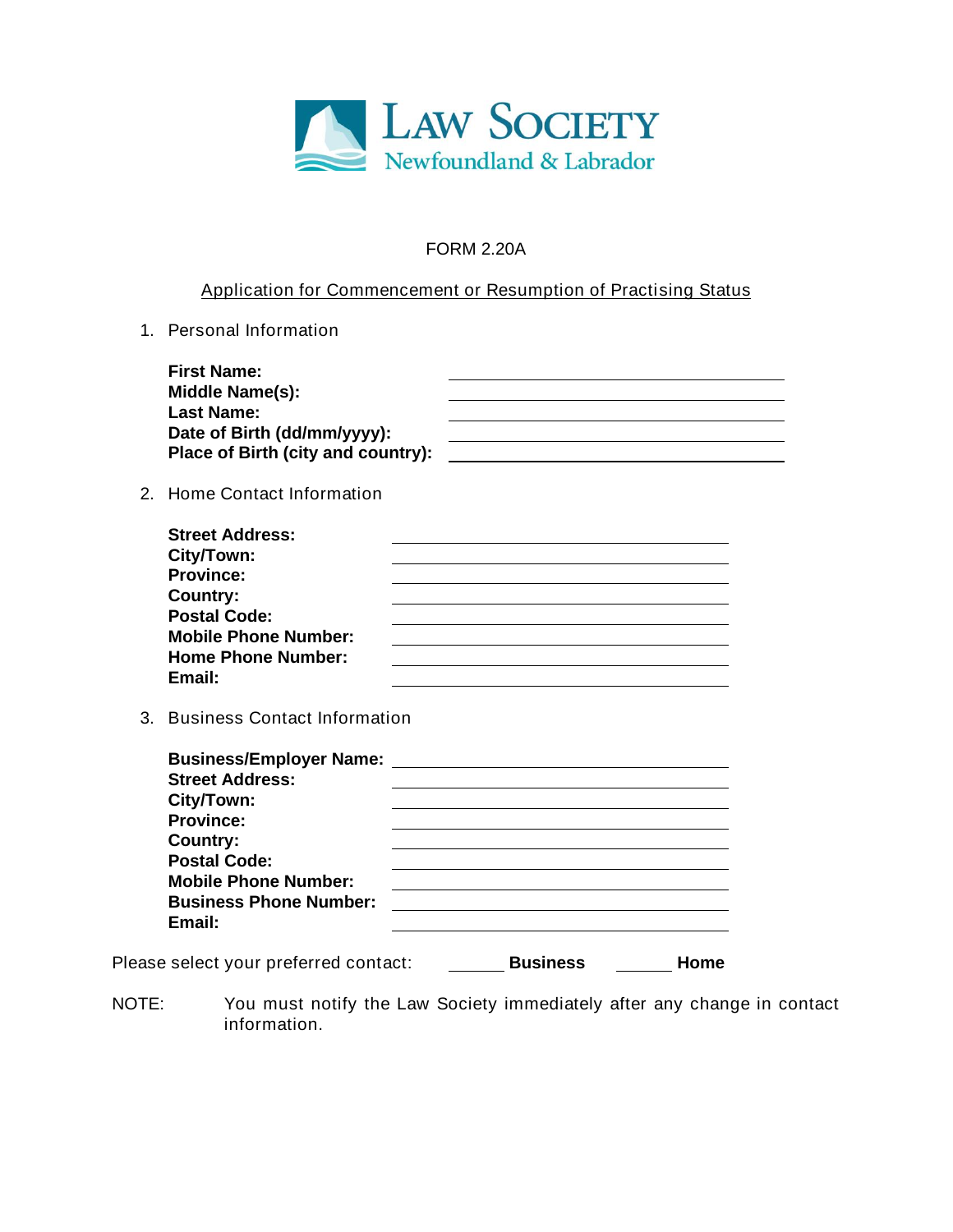**LAW SOCIETY**
Newfoundland & Labrador

FORM 2.20A

# Application for Commencement or Resumption of Practising Status

1. Personal Information

**First Name:** ______________________________
**Middle Name(s):** ______________________________
**Last Name:** ______________________________
**Date of Birth (dd/mm/yyyy):** ______________________________
**Place of Birth (city and country):** ______________________________

2. Home Contact Information

**Street Address:** ______________________________
**City/Town:** ______________________________
**Province:** ______________________________
**Country:** ______________________________
**Postal Code:** ______________________________
**Mobile Phone Number:** ______________________________
**Home Phone Number:** ______________________________
**Email:** ______________________________

3. Business Contact Information

**Business/Employer Name:** ______________________________
**Street Address:** ______________________________
**City/Town:** ______________________________
**Province:** ______________________________
**Country:** ______________________________
**Postal Code:** ______________________________
**Mobile Phone Number:** ______________________________
**Business Phone Number:** ______________________________
**Email:** ______________________________

Please select your preferred contact: ______ **Business** ______ **Home**

NOTE: You must notify the Law Society immediately after any change in contact information.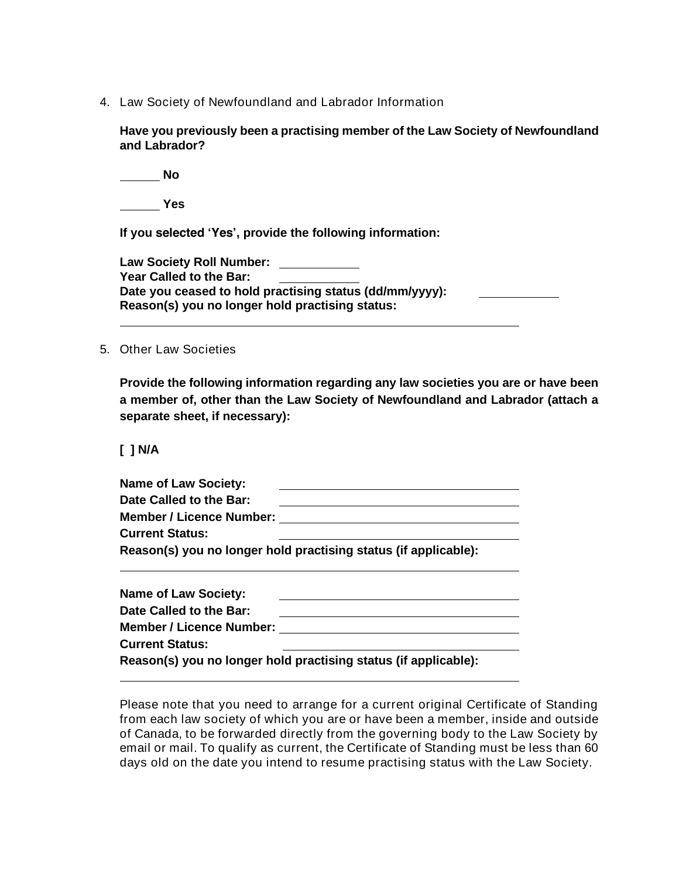4. Law Society of Newfoundland and Labrador Information

**Have you previously been a practising member of the Law Society of Newfoundland and Labrador?**

______ **No**

______ **Yes**

**If you selected 'Yes', provide the following information:**

**Law Society Roll Number:** ____________
**Year Called to the Bar:** ____________
**Date you ceased to hold practising status (dd/mm/yyyy):** ____________
**Reason(s) you no longer hold practising status:**

______________________________________________________________

5. Other Law Societies

**Provide the following information regarding any law societies you are or have been a member of, other than the Law Society of Newfoundland and Labrador (attach a separate sheet, if necessary):**

**[ ] N/A**

**Name of Law Society:** ______________________________
**Date Called to the Bar:** ______________________________
**Member / Licence Number:** ______________________________
**Current Status:** ______________________________
**Reason(s) you no longer hold practising status (if applicable):**

______________________________________________________________

**Name of Law Society:** ______________________________
**Date Called to the Bar:** ______________________________
**Member / Licence Number:** ______________________________
**Current Status:** ______________________________
**Reason(s) you no longer hold practising status (if applicable):**

______________________________________________________________

Please note that you need to arrange for a current original Certificate of Standing from each law society of which you are or have been a member, inside and outside of Canada, to be forwarded directly from the governing body to the Law Society by email or mail. To qualify as current, the Certificate of Standing must be less than 60 days old on the date you intend to resume practising status with the Law Society.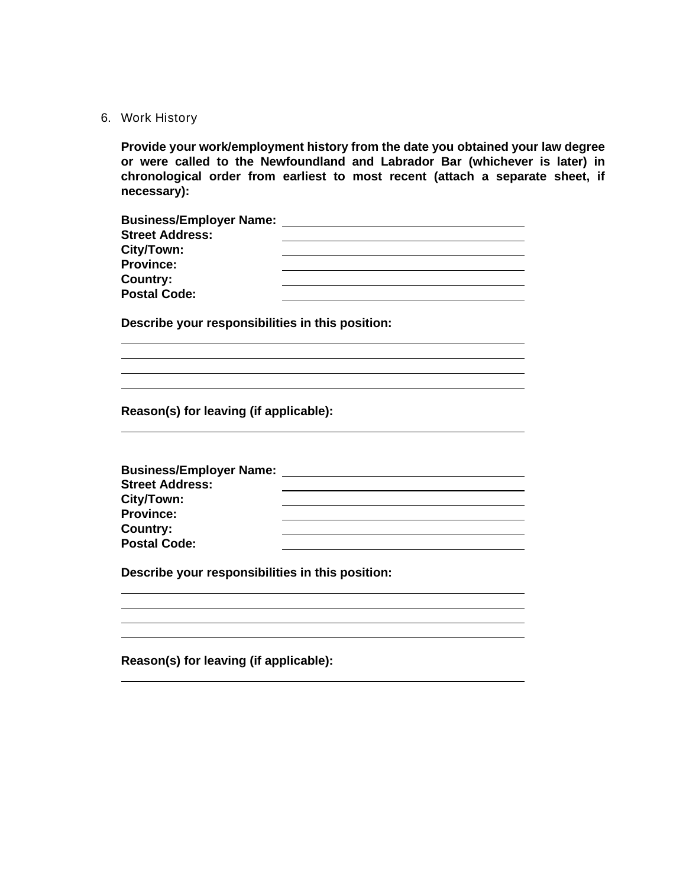6. Work History

**Provide your work/employment history from the date you obtained your law degree or were called to the Newfoundland and Labrador Bar (whichever is later) in chronological order from earliest to most recent (attach a separate sheet, if necessary):**

**Business/Employer Name:** ______________________________
**Street Address:** ______________________________
**City/Town:** ______________________________
**Province:** ______________________________
**Country:** ______________________________
**Postal Code:** ______________________________

**Describe your responsibilities in this position:**

__________________________________________________
__________________________________________________
__________________________________________________
__________________________________________________

**Reason(s) for leaving (if applicable):**

__________________________________________________

**Business/Employer Name:** ______________________________
**Street Address:** ______________________________
**City/Town:** ______________________________
**Province:** ______________________________
**Country:** ______________________________
**Postal Code:** ______________________________

**Describe your responsibilities in this position:**

__________________________________________________
__________________________________________________
__________________________________________________
__________________________________________________

**Reason(s) for leaving (if applicable):**

__________________________________________________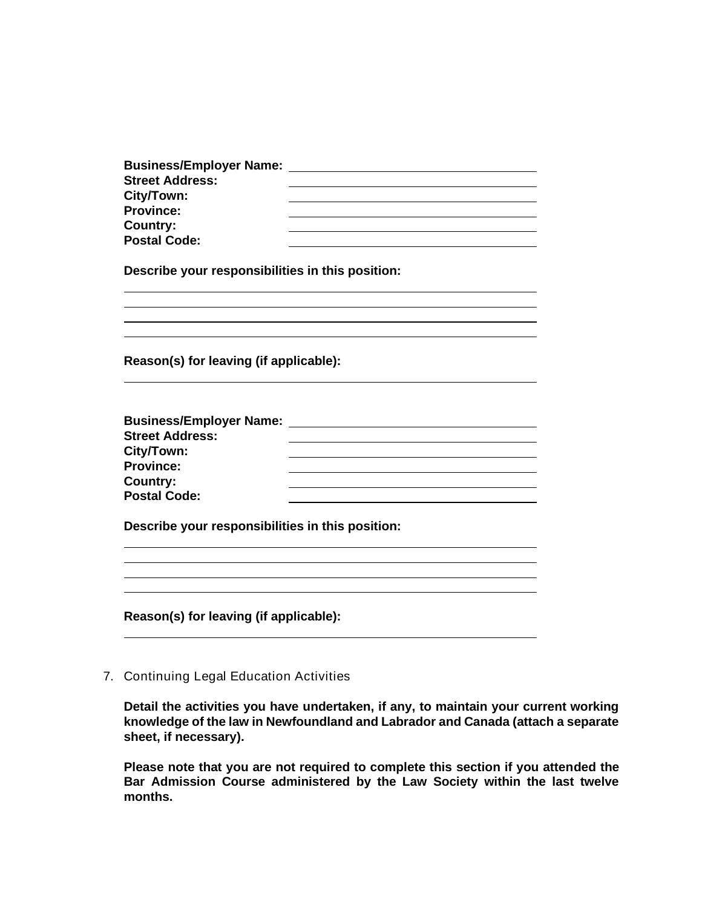**Business/Employer Name:** \_\_\_\_\_\_\_\_\_\_\_\_\_\_\_\_\_\_\_\_\_\_\_\_\_\_\_\_\_\_\_\_\_\_\_\_\_
**Street Address:** \_\_\_\_\_\_\_\_\_\_\_\_\_\_\_\_\_\_\_\_\_\_\_\_\_\_\_\_\_\_\_\_\_\_\_\_\_
**City/Town:** \_\_\_\_\_\_\_\_\_\_\_\_\_\_\_\_\_\_\_\_\_\_\_\_\_\_\_\_\_\_\_\_\_\_\_\_\_
**Province:** \_\_\_\_\_\_\_\_\_\_\_\_\_\_\_\_\_\_\_\_\_\_\_\_\_\_\_\_\_\_\_\_\_\_\_\_\_
**Country:** \_\_\_\_\_\_\_\_\_\_\_\_\_\_\_\_\_\_\_\_\_\_\_\_\_\_\_\_\_\_\_\_\_\_\_\_\_
**Postal Code:** \_\_\_\_\_\_\_\_\_\_\_\_\_\_\_\_\_\_\_\_\_\_\_\_\_\_\_\_\_\_\_\_\_\_\_\_\_

**Describe your responsibilities in this position:**

\_\_\_\_\_\_\_\_\_\_\_\_\_\_\_\_\_\_\_\_\_\_\_\_\_\_\_\_\_\_\_\_\_\_\_\_\_\_\_\_\_\_\_\_\_\_\_\_\_\_\_\_\_\_\_\_\_\_\_\_
\_\_\_\_\_\_\_\_\_\_\_\_\_\_\_\_\_\_\_\_\_\_\_\_\_\_\_\_\_\_\_\_\_\_\_\_\_\_\_\_\_\_\_\_\_\_\_\_\_\_\_\_\_\_\_\_\_\_\_\_
\_\_\_\_\_\_\_\_\_\_\_\_\_\_\_\_\_\_\_\_\_\_\_\_\_\_\_\_\_\_\_\_\_\_\_\_\_\_\_\_\_\_\_\_\_\_\_\_\_\_\_\_\_\_\_\_\_\_\_\_
\_\_\_\_\_\_\_\_\_\_\_\_\_\_\_\_\_\_\_\_\_\_\_\_\_\_\_\_\_\_\_\_\_\_\_\_\_\_\_\_\_\_\_\_\_\_\_\_\_\_\_\_\_\_\_\_\_\_\_\_

**Reason(s) for leaving (if applicable):**

\_\_\_\_\_\_\_\_\_\_\_\_\_\_\_\_\_\_\_\_\_\_\_\_\_\_\_\_\_\_\_\_\_\_\_\_\_\_\_\_\_\_\_\_\_\_\_\_\_\_\_\_\_\_\_\_\_\_\_\_

**Business/Employer Name:** \_\_\_\_\_\_\_\_\_\_\_\_\_\_\_\_\_\_\_\_\_\_\_\_\_\_\_\_\_\_\_\_\_\_\_\_\_
**Street Address:** \_\_\_\_\_\_\_\_\_\_\_\_\_\_\_\_\_\_\_\_\_\_\_\_\_\_\_\_\_\_\_\_\_\_\_\_\_
**City/Town:** \_\_\_\_\_\_\_\_\_\_\_\_\_\_\_\_\_\_\_\_\_\_\_\_\_\_\_\_\_\_\_\_\_\_\_\_\_
**Province:** \_\_\_\_\_\_\_\_\_\_\_\_\_\_\_\_\_\_\_\_\_\_\_\_\_\_\_\_\_\_\_\_\_\_\_\_\_
**Country:** \_\_\_\_\_\_\_\_\_\_\_\_\_\_\_\_\_\_\_\_\_\_\_\_\_\_\_\_\_\_\_\_\_\_\_\_\_
**Postal Code:** \_\_\_\_\_\_\_\_\_\_\_\_\_\_\_\_\_\_\_\_\_\_\_\_\_\_\_\_\_\_\_\_\_\_\_\_\_

**Describe your responsibilities in this position:**

\_\_\_\_\_\_\_\_\_\_\_\_\_\_\_\_\_\_\_\_\_\_\_\_\_\_\_\_\_\_\_\_\_\_\_\_\_\_\_\_\_\_\_\_\_\_\_\_\_\_\_\_\_\_\_\_\_\_\_\_
\_\_\_\_\_\_\_\_\_\_\_\_\_\_\_\_\_\_\_\_\_\_\_\_\_\_\_\_\_\_\_\_\_\_\_\_\_\_\_\_\_\_\_\_\_\_\_\_\_\_\_\_\_\_\_\_\_\_\_\_
\_\_\_\_\_\_\_\_\_\_\_\_\_\_\_\_\_\_\_\_\_\_\_\_\_\_\_\_\_\_\_\_\_\_\_\_\_\_\_\_\_\_\_\_\_\_\_\_\_\_\_\_\_\_\_\_\_\_\_\_
\_\_\_\_\_\_\_\_\_\_\_\_\_\_\_\_\_\_\_\_\_\_\_\_\_\_\_\_\_\_\_\_\_\_\_\_\_\_\_\_\_\_\_\_\_\_\_\_\_\_\_\_\_\_\_\_\_\_\_\_

**Reason(s) for leaving (if applicable):**

\_\_\_\_\_\_\_\_\_\_\_\_\_\_\_\_\_\_\_\_\_\_\_\_\_\_\_\_\_\_\_\_\_\_\_\_\_\_\_\_\_\_\_\_\_\_\_\_\_\_\_\_\_\_\_\_\_\_\_\_

7. Continuing Legal Education Activities

   **Detail the activities you have undertaken, if any, to maintain your current working knowledge of the law in Newfoundland and Labrador and Canada (attach a separate sheet, if necessary).**

   **Please note that you are not required to complete this section if you attended the Bar Admission Course administered by the Law Society within the last twelve months.**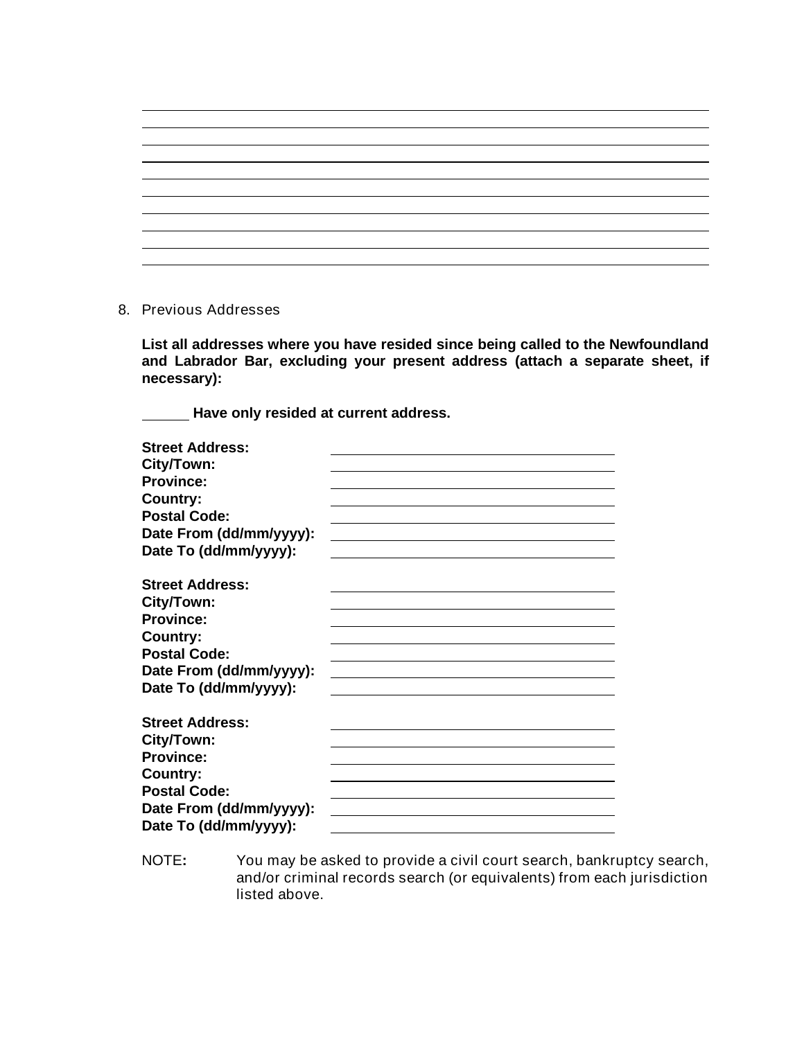_______________________________________________________________________________
_______________________________________________________________________________
_______________________________________________________________________________
_______________________________________________________________________________
_______________________________________________________________________________
_______________________________________________________________________________
_______________________________________________________________________________
_______________________________________________________________________________
_______________________________________________________________________________

8. Previous Addresses

**List all addresses where you have resided since being called to the Newfoundland and Labrador Bar, excluding your present address (attach a separate sheet, if necessary):**

______ **Have only resided at current address.**

**Street Address:** ______________________________
**City/Town:** ______________________________
**Province:** ______________________________
**Country:** ______________________________
**Postal Code:** ______________________________
**Date From (dd/mm/yyyy):** ______________________________
**Date To (dd/mm/yyyy):** ______________________________

**Street Address:** ______________________________
**City/Town:** ______________________________
**Province:** ______________________________
**Country:** ______________________________
**Postal Code:** ______________________________
**Date From (dd/mm/yyyy):** ______________________________
**Date To (dd/mm/yyyy):** ______________________________

**Street Address:** ______________________________
**City/Town:** ______________________________
**Province:** ______________________________
**Country:** ______________________________
**Postal Code:** ______________________________
**Date From (dd/mm/yyyy):** ______________________________
**Date To (dd/mm/yyyy):** ______________________________

NOTE**:** You may be asked to provide a civil court search, bankruptcy search, and/or criminal records search (or equivalents) from each jurisdiction listed above.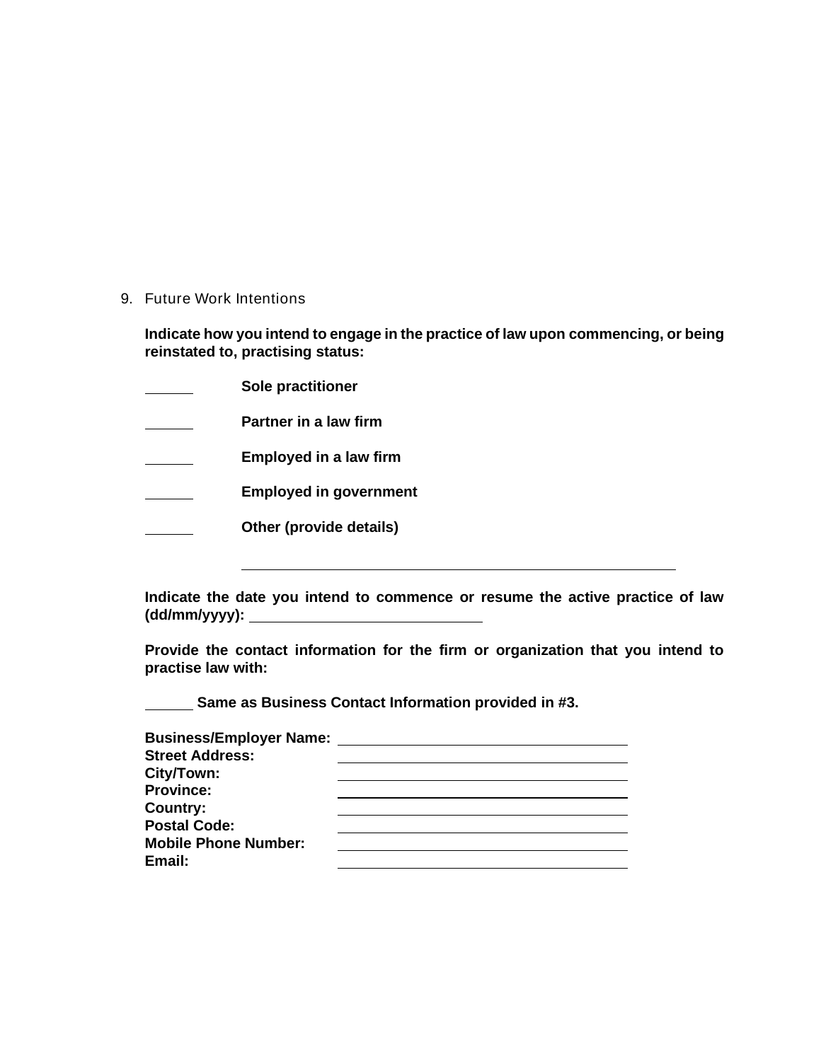9. Future Work Intentions

**Indicate how you intend to engage in the practice of law upon commencing, or being reinstated to, practising status:**

______ **Sole practitioner**

______ **Partner in a law firm**

______ **Employed in a law firm**

______ **Employed in government**

______ **Other (provide details)**

______________________________________________

**Indicate the date you intend to commence or resume the active practice of law (dd/mm/yyyy):** ______________________

**Provide the contact information for the firm or organization that you intend to practise law with:**

______ **Same as Business Contact Information provided in #3.**

**Business/Employer Name:** ______________________________
**Street Address:** ______________________________
**City/Town:** ______________________________
**Province:** ______________________________
**Country:** ______________________________
**Postal Code:** ______________________________
**Mobile Phone Number:** ______________________________
**Email:** ______________________________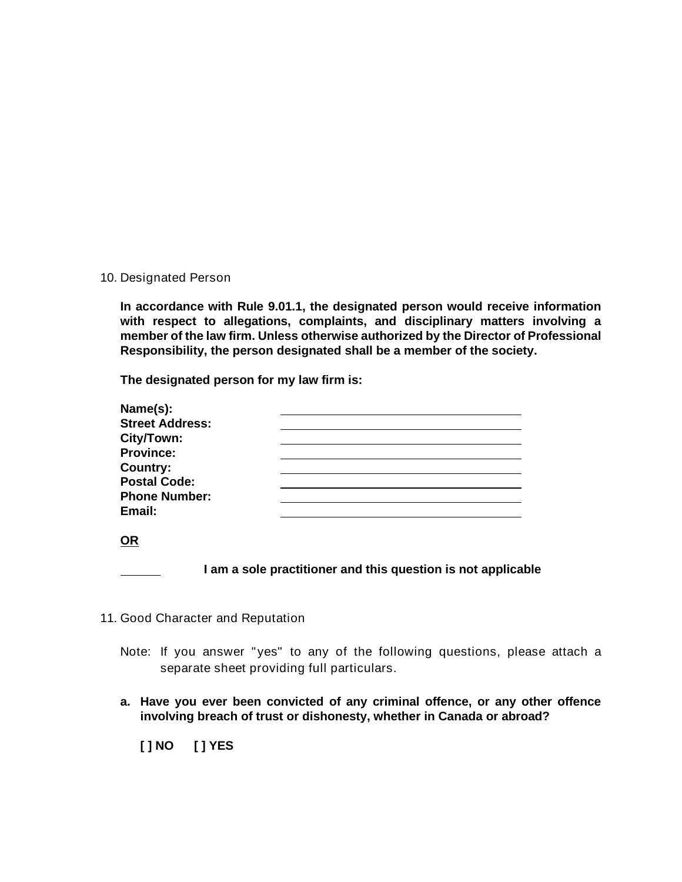10. Designated Person

**In accordance with Rule 9.01.1, the designated person would receive information with respect to allegations, complaints, and disciplinary matters involving a member of the law firm. Unless otherwise authorized by the Director of Professional Responsibility, the person designated shall be a member of the society.**

**The designated person for my law firm is:**

**Name(s):** ______________________________
**Street Address:** ______________________________
**City/Town:** ______________________________
**Province:** ______________________________
**Country:** ______________________________
**Postal Code:** ______________________________
**Phone Number:** ______________________________
**Email:** ______________________________

**OR**

______ **I am a sole practitioner and this question is not applicable**

11. Good Character and Reputation

Note: If you answer "yes" to any of the following questions, please attach a separate sheet providing full particulars.

**a. Have you ever been convicted of any criminal offence, or any other offence involving breach of trust or dishonesty, whether in Canada or abroad?**

**[ ] NO [ ] YES**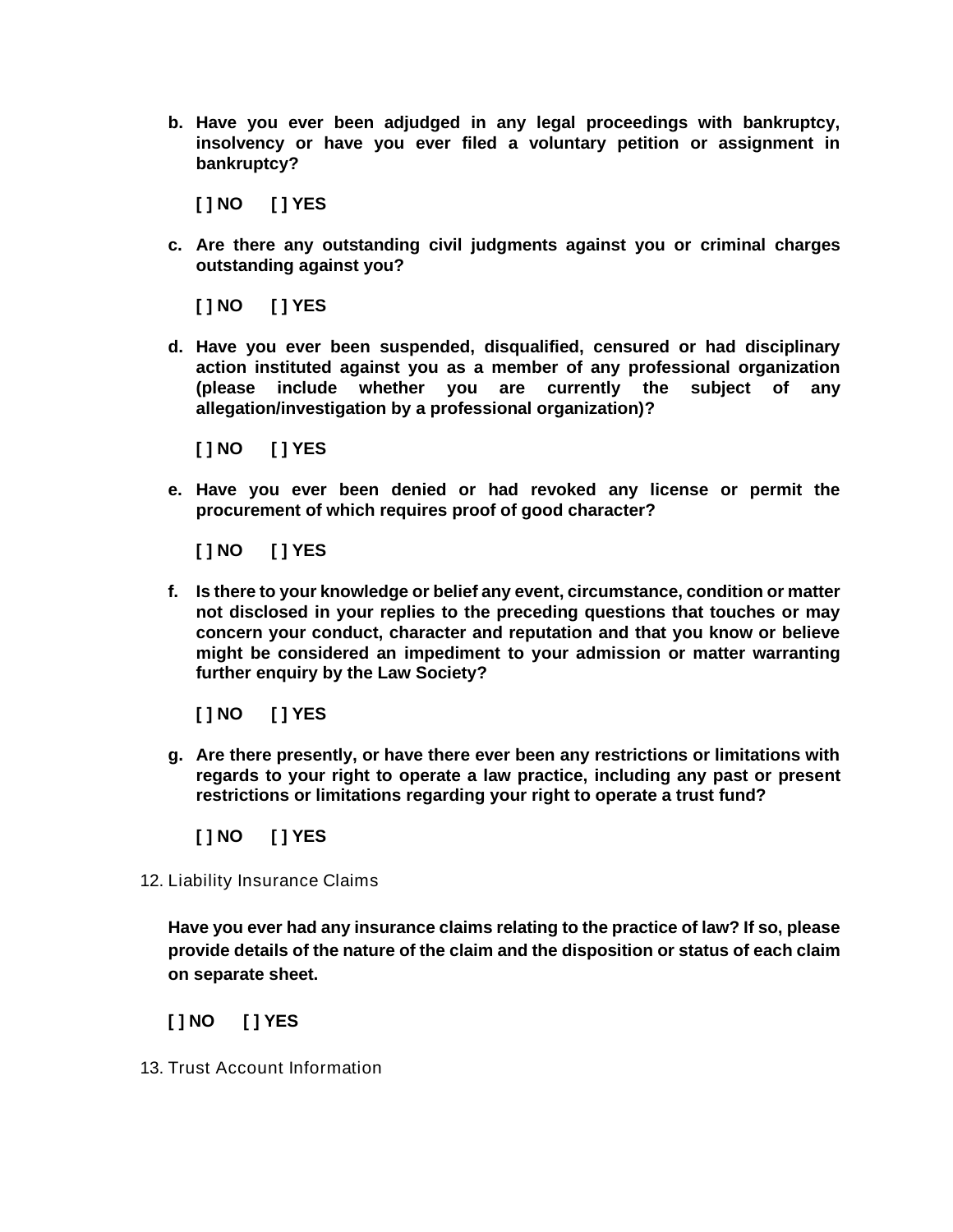b. **Have you ever been adjudged in any legal proceedings with bankruptcy, insolvency or have you ever filed a voluntary petition or assignment in bankruptcy?**

   **[ ] NO [ ] YES**

c. **Are there any outstanding civil judgments against you or criminal charges outstanding against you?**

   **[ ] NO [ ] YES**

d. **Have you ever been suspended, disqualified, censured or had disciplinary action instituted against you as a member of any professional organization (please include whether you are currently the subject of any allegation/investigation by a professional organization)?**

   **[ ] NO [ ] YES**

e. **Have you ever been denied or had revoked any license or permit the procurement of which requires proof of good character?**

   **[ ] NO [ ] YES**

f. **Is there to your knowledge or belief any event, circumstance, condition or matter not disclosed in your replies to the preceding questions that touches or may concern your conduct, character and reputation and that you know or believe might be considered an impediment to your admission or matter warranting further enquiry by the Law Society?**

   **[ ] NO [ ] YES**

g. **Are there presently, or have there ever been any restrictions or limitations with regards to your right to operate a law practice, including any past or present restrictions or limitations regarding your right to operate a trust fund?**

   **[ ] NO [ ] YES**

12. Liability Insurance Claims

    **Have you ever had any insurance claims relating to the practice of law? If so, please provide details of the nature of the claim and the disposition or status of each claim on separate sheet.**

    **[ ] NO [ ] YES**

13. Trust Account Information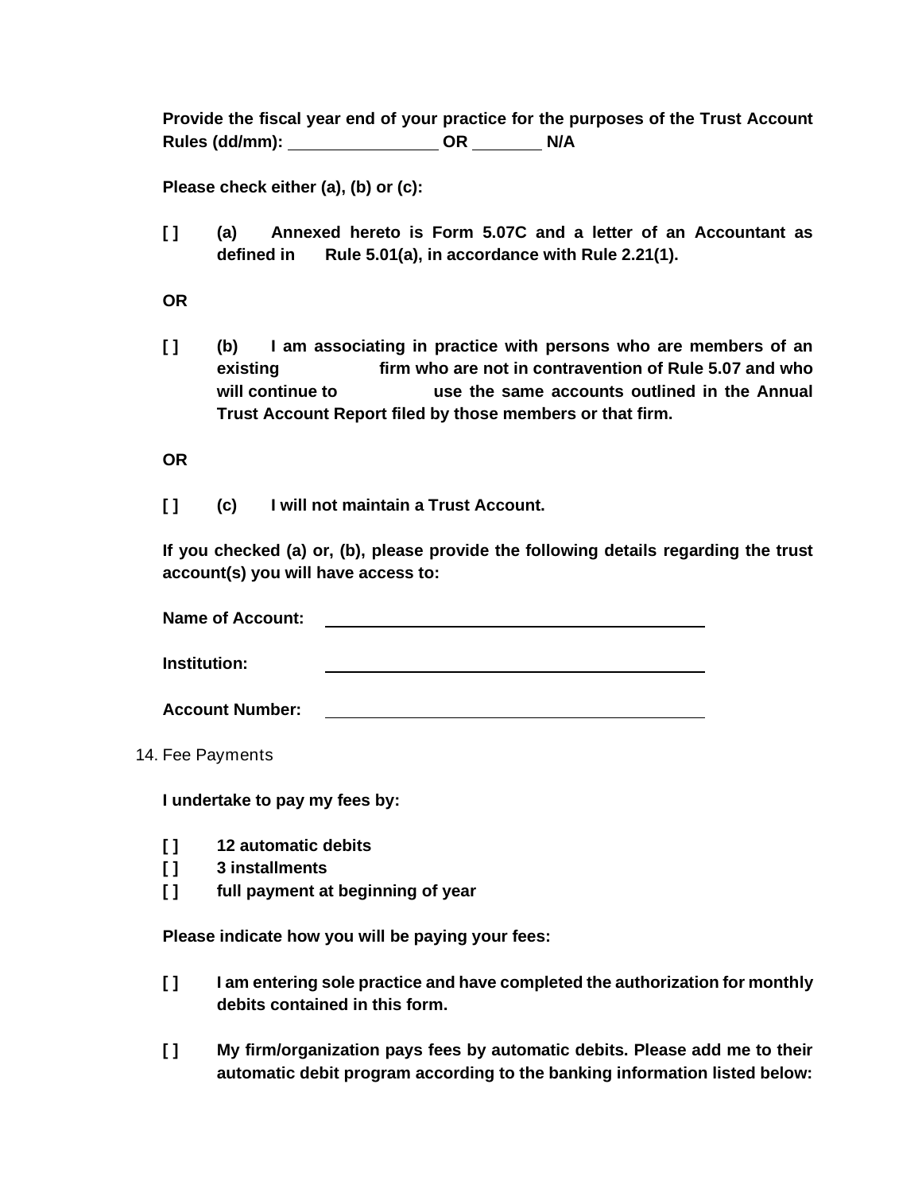**Provide the fiscal year end of your practice for the purposes of the Trust Account Rules (dd/mm): ______________ OR _______ N/A**

**Please check either (a), (b) or (c):**

**[ ]** **(a)** **Annexed hereto is Form 5.07C and a letter of an Accountant as defined in Rule 5.01(a), in accordance with Rule 2.21(1).**

**OR**

**[ ]** **(b)** **I am associating in practice with persons who are members of an existing firm who are not in contravention of Rule 5.07 and who will continue to use the same accounts outlined in the Annual Trust Account Report filed by those members or that firm.**

**OR**

**[ ]** **(c)** **I will not maintain a Trust Account.**

**If you checked (a) or, (b), please provide the following details regarding the trust account(s) you will have access to:**

**Name of Account:** ________________________________

**Institution:** ________________________________

**Account Number:** ________________________________

14. Fee Payments

**I undertake to pay my fees by:**

**[ ]** **12 automatic debits**
**[ ]** **3 installments**
**[ ]** **full payment at beginning of year**

**Please indicate how you will be paying your fees:**

**[ ]** **I am entering sole practice and have completed the authorization for monthly debits contained in this form.**

**[ ]** **My firm/organization pays fees by automatic debits. Please add me to their automatic debit program according to the banking information listed below:**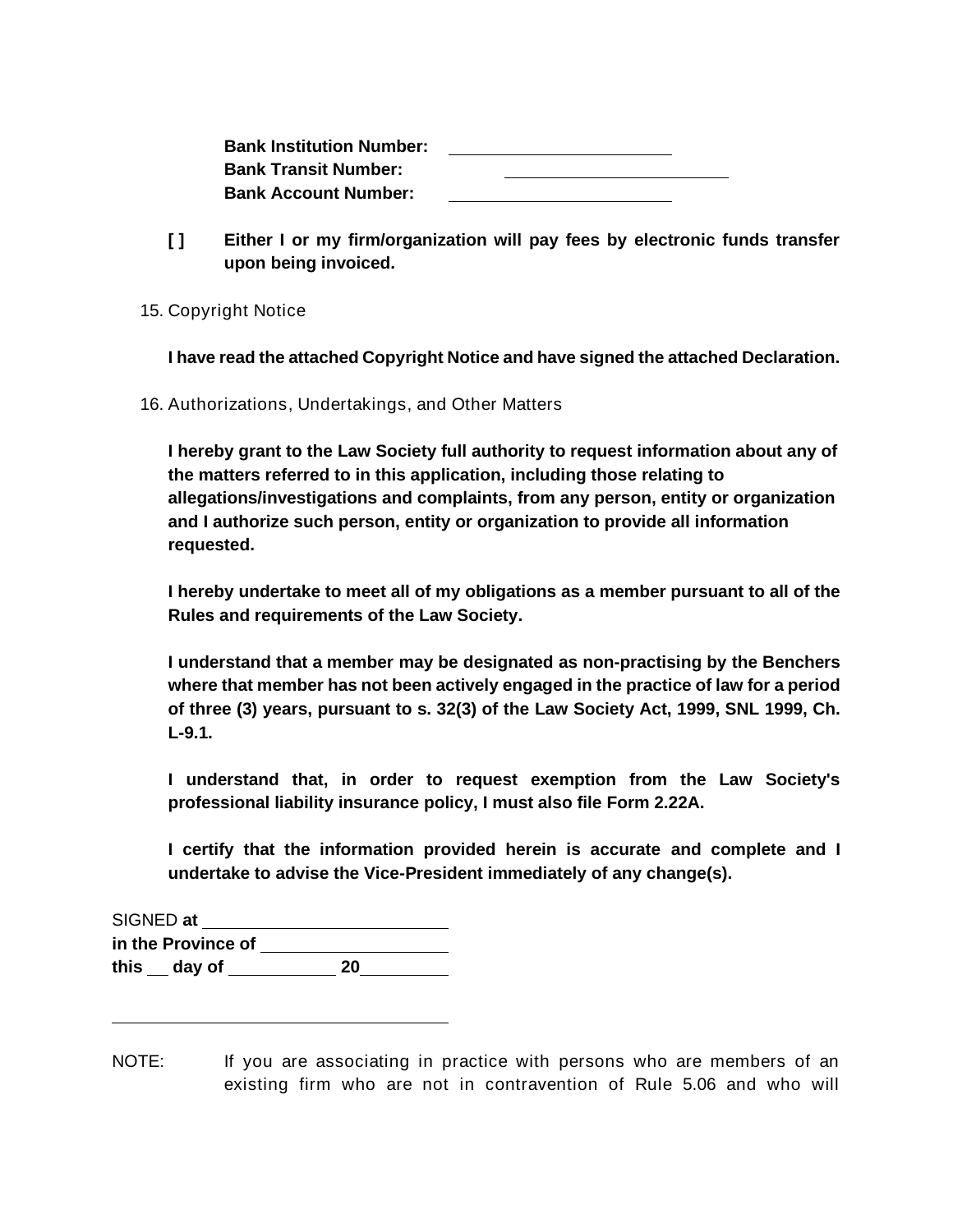**Bank Institution Number:** \_\_\_\_\_\_\_\_\_\_\_\_\_\_\_\_\_\_\_\_\_\_\_\_
**Bank Transit Number:** \_\_\_\_\_\_\_\_\_\_\_\_\_\_\_\_\_\_\_\_\_\_\_\_
**Bank Account Number:** \_\_\_\_\_\_\_\_\_\_\_\_\_\_\_\_\_\_\_\_\_\_\_\_

**[ ] Either I or my firm/organization will pay fees by electronic funds transfer upon being invoiced.**

15. Copyright Notice

**I have read the attached Copyright Notice and have signed the attached Declaration.**

16. Authorizations, Undertakings, and Other Matters

**I hereby grant to the Law Society full authority to request information about any of the matters referred to in this application, including those relating to allegations/investigations and complaints, from any person, entity or organization and I authorize such person, entity or organization to provide all information requested.**

**I hereby undertake to meet all of my obligations as a member pursuant to all of the Rules and requirements of the Law Society.**

**I understand that a member may be designated as non-practising by the Benchers where that member has not been actively engaged in the practice of law for a period of three (3) years, pursuant to s. 32(3) of the Law Society Act, 1999, SNL 1999, Ch. L-9.1.**

**I understand that, in order to request exemption from the Law Society's professional liability insurance policy, I must also file Form 2.22A.**

**I certify that the information provided herein is accurate and complete and I undertake to advise the Vice-President immediately of any change(s).**

SIGNED **at** \_\_\_\_\_\_\_\_\_\_\_\_\_\_\_\_\_\_\_\_\_\_\_\_
**in the Province of** \_\_\_\_\_\_\_\_\_\_\_\_\_\_\_\_\_\_\_\_
**this** \_\_ **day of** \_\_\_\_\_\_\_\_\_\_\_ **20**\_\_\_\_\_\_\_\_\_

\_\_\_\_\_\_\_\_\_\_\_\_\_\_\_\_\_\_\_\_\_\_\_\_\_\_\_\_\_\_\_\_\_\_\_\_

NOTE: If you are associating in practice with persons who are members of an existing firm who are not in contravention of Rule 5.06 and who will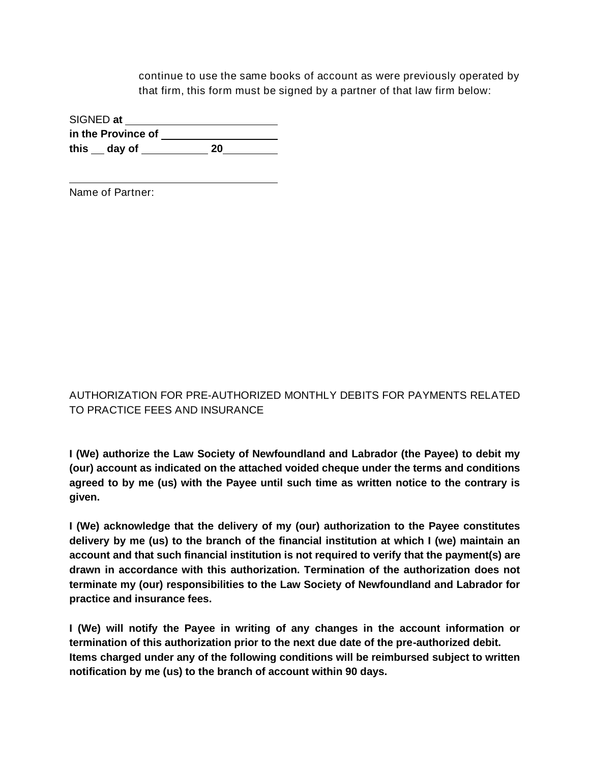continue to use the same books of account as were previously operated by that firm, this form must be signed by a partner of that law firm below:

SIGNED **at** ____________________
**in the Province of** ________________
**this** __ **day of** __________ **20**________

______________________________
Name of Partner:

AUTHORIZATION FOR PRE-AUTHORIZED MONTHLY DEBITS FOR PAYMENTS RELATED TO PRACTICE FEES AND INSURANCE

**I (We) authorize the Law Society of Newfoundland and Labrador (the Payee) to debit my (our) account as indicated on the attached voided cheque under the terms and conditions agreed to by me (us) with the Payee until such time as written notice to the contrary is given.**

**I (We) acknowledge that the delivery of my (our) authorization to the Payee constitutes delivery by me (us) to the branch of the financial institution at which I (we) maintain an account and that such financial institution is not required to verify that the payment(s) are drawn in accordance with this authorization. Termination of the authorization does not terminate my (our) responsibilities to the Law Society of Newfoundland and Labrador for practice and insurance fees.**

**I (We) will notify the Payee in writing of any changes in the account information or termination of this authorization prior to the next due date of the pre-authorized debit. Items charged under any of the following conditions will be reimbursed subject to written notification by me (us) to the branch of account within 90 days.**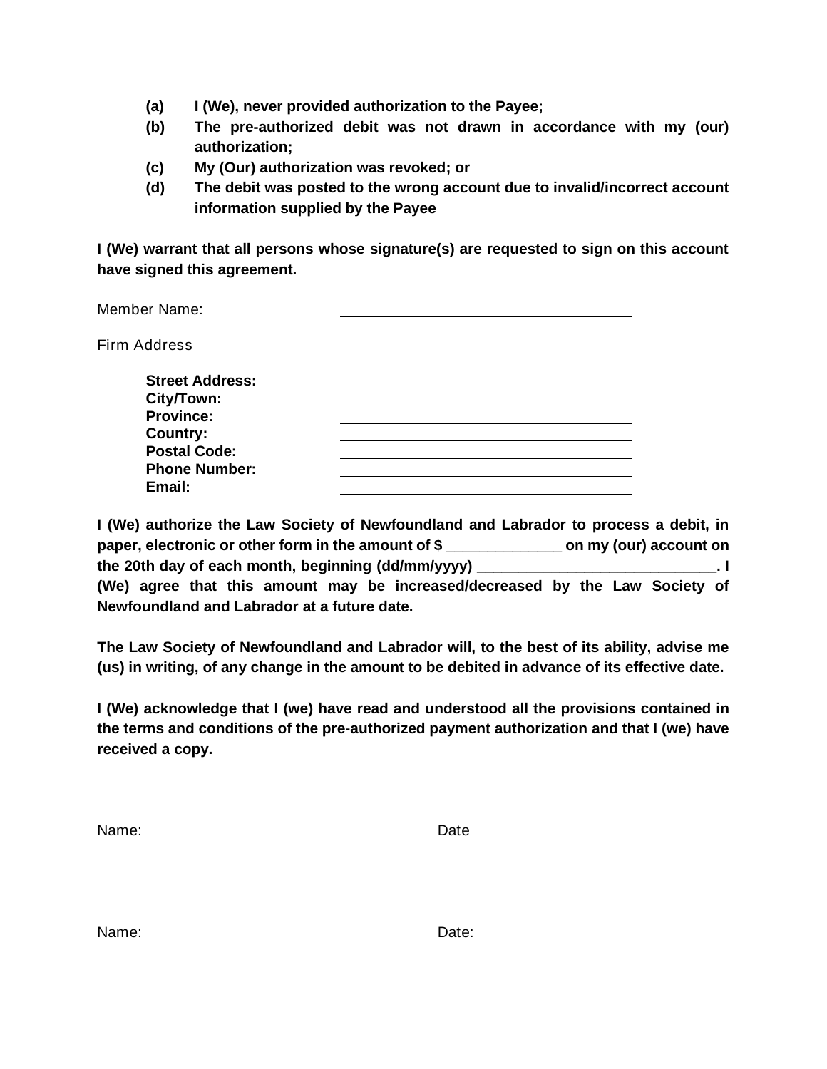**(a)** **I (We), never provided authorization to the Payee;**

**(b)** **The pre-authorized debit was not drawn in accordance with my (our) authorization;**

**(c)** **My (Our) authorization was revoked; or**

**(d)** **The debit was posted to the wrong account due to invalid/incorrect account information supplied by the Payee**

**I (We) warrant that all persons whose signature(s) are requested to sign on this account have signed this agreement.**

Member Name: ______________________________

Firm Address

**Street Address:** ______________________________
**City/Town:** ______________________________
**Province:** ______________________________
**Country:** ______________________________
**Postal Code:** ______________________________
**Phone Number:** ______________________________
**Email:** ______________________________

**I (We) authorize the Law Society of Newfoundland and Labrador to process a debit, in paper, electronic or other form in the amount of $ _____________ on my (our) account on the 20th day of each month, beginning (dd/mm/yyyy) ____________________________. I (We) agree that this amount may be increased/decreased by the Law Society of Newfoundland and Labrador at a future date.**

**The Law Society of Newfoundland and Labrador will, to the best of its ability, advise me (us) in writing, of any change in the amount to be debited in advance of its effective date.**

**I (We) acknowledge that I (we) have read and understood all the provisions contained in the terms and conditions of the pre-authorized payment authorization and that I (we) have received a copy.**

______________________________ ______________________________
Name: Date

______________________________ ______________________________
Name: Date: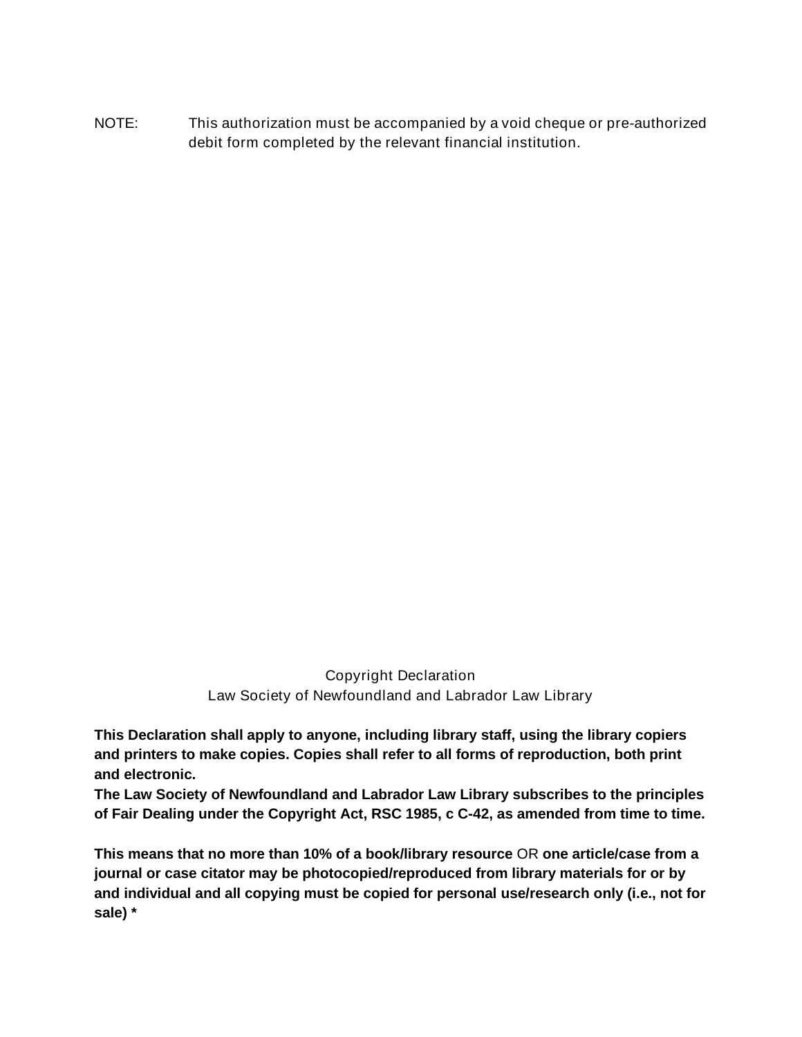NOTE: This authorization must be accompanied by a void cheque or pre-authorized debit form completed by the relevant financial institution.

Copyright Declaration
Law Society of Newfoundland and Labrador Law Library

**This Declaration shall apply to anyone, including library staff, using the library copiers and printers to make copies. Copies shall refer to all forms of reproduction, both print and electronic.**
**The Law Society of Newfoundland and Labrador Law Library subscribes to the principles of Fair Dealing under the Copyright Act, RSC 1985, c C-42, as amended from time to time.**

**This means that no more than 10% of a book/library resource** OR **one article/case from a journal or case citator may be photocopied/reproduced from library materials for or by and individual and all copying must be copied for personal use/research only (i.e., not for sale) ***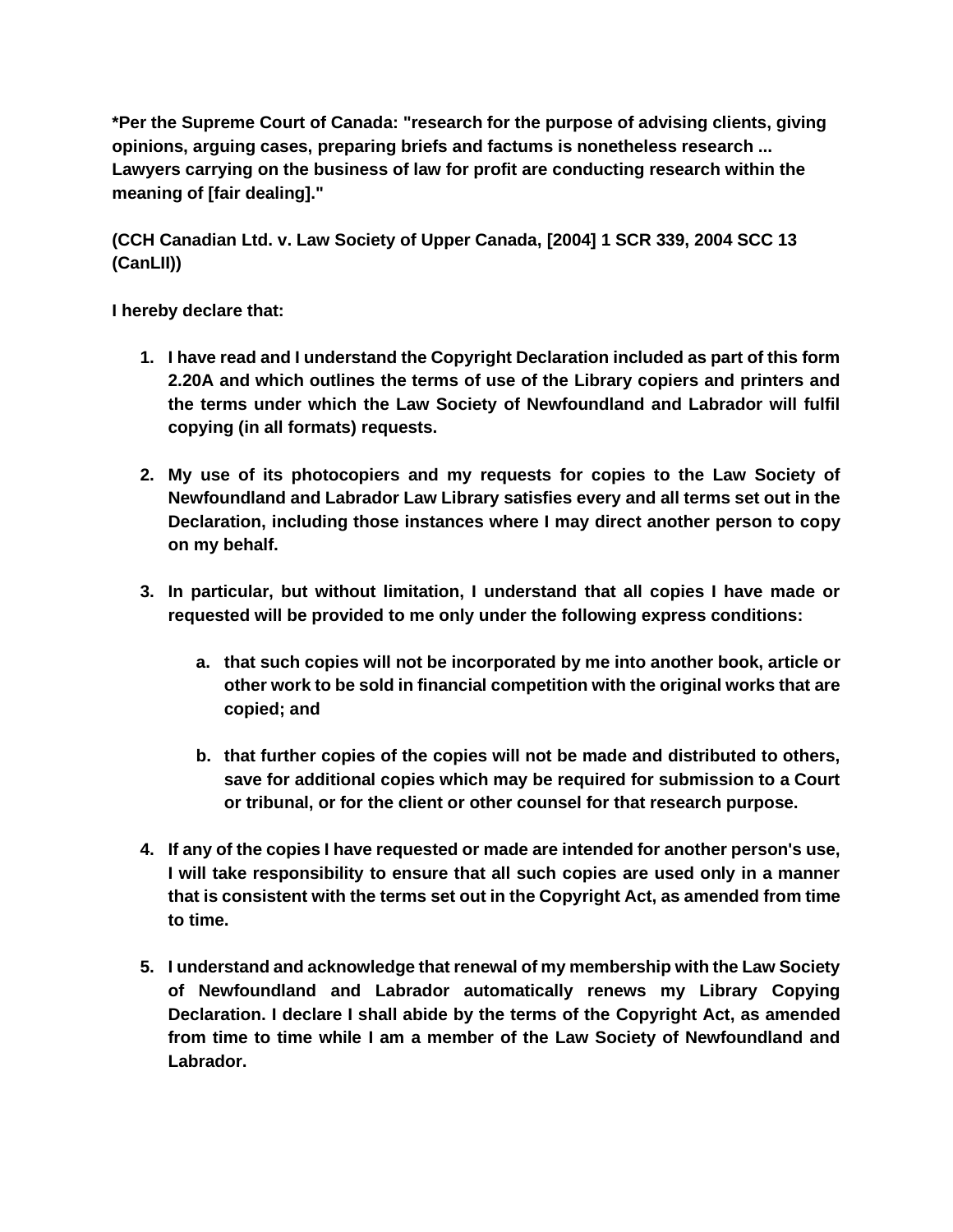**\*Per the Supreme Court of Canada: "research for the purpose of advising clients, giving opinions, arguing cases, preparing briefs and factums is nonetheless research ... Lawyers carrying on the business of law for profit are conducting research within the meaning of [fair dealing]."**

**(CCH Canadian Ltd. v. Law Society of Upper Canada, [2004] 1 SCR 339, 2004 SCC 13 (CanLII))**

**I hereby declare that:**

1. **I have read and I understand the Copyright Declaration included as part of this form 2.20A and which outlines the terms of use of the Library copiers and printers and the terms under which the Law Society of Newfoundland and Labrador will fulfil copying (in all formats) requests.**

2. **My use of its photocopiers and my requests for copies to the Law Society of Newfoundland and Labrador Law Library satisfies every and all terms set out in the Declaration, including those instances where I may direct another person to copy on my behalf.**

3. **In particular, but without limitation, I understand that all copies I have made or requested will be provided to me only under the following express conditions:**

   a. **that such copies will not be incorporated by me into another book, article or other work to be sold in financial competition with the original works that are copied; and**

   b. **that further copies of the copies will not be made and distributed to others, save for additional copies which may be required for submission to a Court or tribunal, or for the client or other counsel for that research purpose.**

4. **If any of the copies I have requested or made are intended for another person's use, I will take responsibility to ensure that all such copies are used only in a manner that is consistent with the terms set out in the Copyright Act, as amended from time to time.**

5. **I understand and acknowledge that renewal of my membership with the Law Society of Newfoundland and Labrador automatically renews my Library Copying Declaration. I declare I shall abide by the terms of the Copyright Act, as amended from time to time while I am a member of the Law Society of Newfoundland and Labrador.**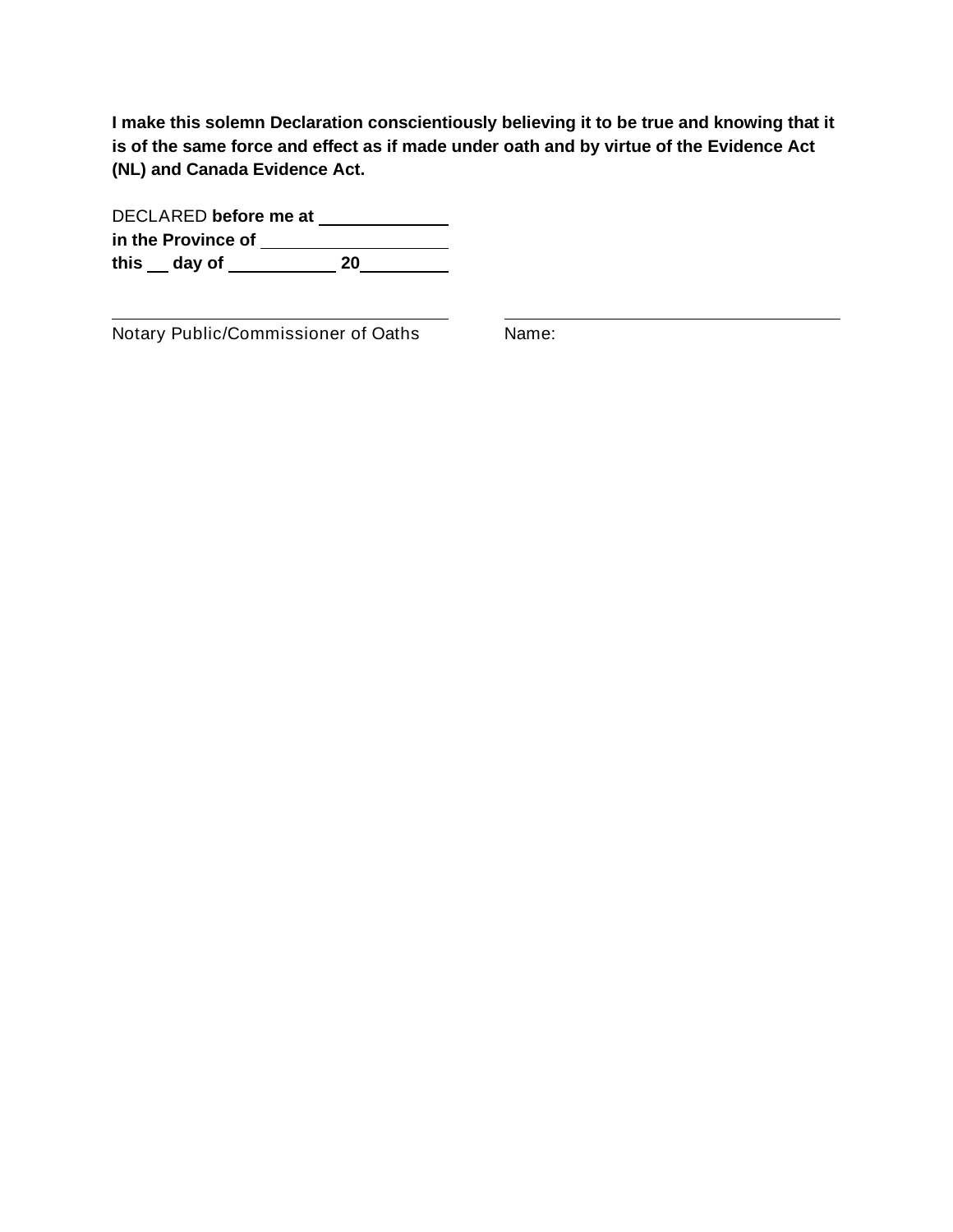**I make this solemn Declaration conscientiously believing it to be true and knowing that it is of the same force and effect as if made under oath and by virtue of the Evidence Act (NL) and Canada Evidence Act.**

DECLARED **before me at** ______________
**in the Province of** ____________________
**this** ___ **day of** ____________ **20**__________

_________________________________ _________________________________
Notary Public/Commissioner of Oaths Name: